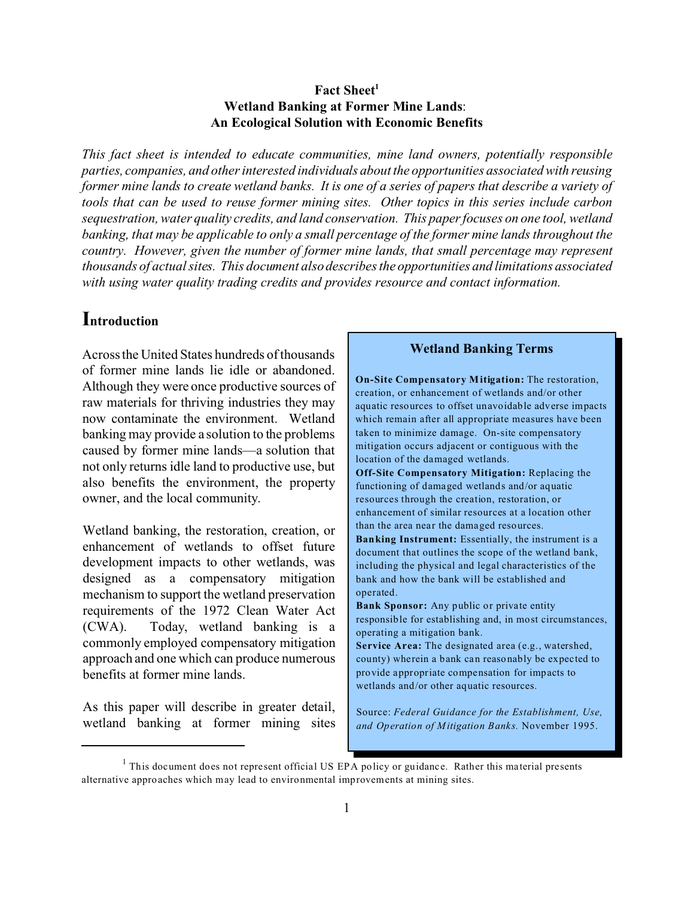# Fact Sheet[1]
## Wetland Banking at Former Mine Lands: An Ecological Solution with Economic Benefits

*This fact sheet is intended to educate communities, mine land owners, potentially responsible parties, companies, and other interested individuals about the opportunities associated with reusing former mine lands to create wetland banks. It is one of a series of papers that describe a variety of tools that can be used to reuse former mining sites. Other topics in this series include carbon sequestration, water quality credits, and land conservation. This paper focuses on one tool, wetland banking, that may be applicable to only a small percentage of the former mine lands throughout the country. However, given the number of former mine lands, that small percentage may represent thousands of actual sites. This document also describes the opportunities and limitations associated with using water quality trading credits and provides resource and contact information.*

## Introduction

Across the United States hundreds of thousands of former mine lands lie idle or abandoned. Although they were once productive sources of raw materials for thriving industries they may now contaminate the environment. Wetland banking may provide a solution to the problems caused by former mine lands—a solution that not only returns idle land to productive use, but also benefits the environment, the property owner, and the local community.

Wetland banking, the restoration, creation, or enhancement of wetlands to offset future development impacts to other wetlands, was designed as a compensatory mitigation mechanism to support the wetland preservation requirements of the 1972 Clean Water Act (CWA). Today, wetland banking is a commonly employed compensatory mitigation approach and one which can produce numerous benefits at former mine lands.

As this paper will describe in greater detail, wetland banking at former mining sites

> ### Wetland Banking Terms
>
> **On-Site Compensatory Mitigation:** The restoration, creation, or enhancement of wetlands and/or other aquatic resources to offset unavoidable adverse impacts which remain after all appropriate measures have been taken to minimize damage. On-site compensatory mitigation occurs adjacent or contiguous with the location of the damaged wetlands.
>
> **Off-Site Compensatory Mitigation:** Replacing the functioning of damaged wetlands and/or aquatic resources through the creation, restoration, or enhancement of similar resources at a location other than the area near the damaged resources.
>
> **Banking Instrument:** Essentially, the instrument is a document that outlines the scope of the wetland bank, including the physical and legal characteristics of the bank and how the bank will be established and operated.
>
> **Bank Sponsor:** Any public or private entity responsible for establishing and, in most circumstances, operating a mitigation bank.
>
> **Service Area:** The designated area (e.g., watershed, county) wherein a bank can reasonably be expected to provide appropriate compensation for impacts to wetlands and/or other aquatic resources.
>
> Source: *Federal Guidance for the Establishment, Use, and Operation of Mitigation Banks.* November 1995.

[1] This document does not represent official US EPA policy or guidance. Rather this material presents alternative approaches which may lead to environmental improvements at mining sites.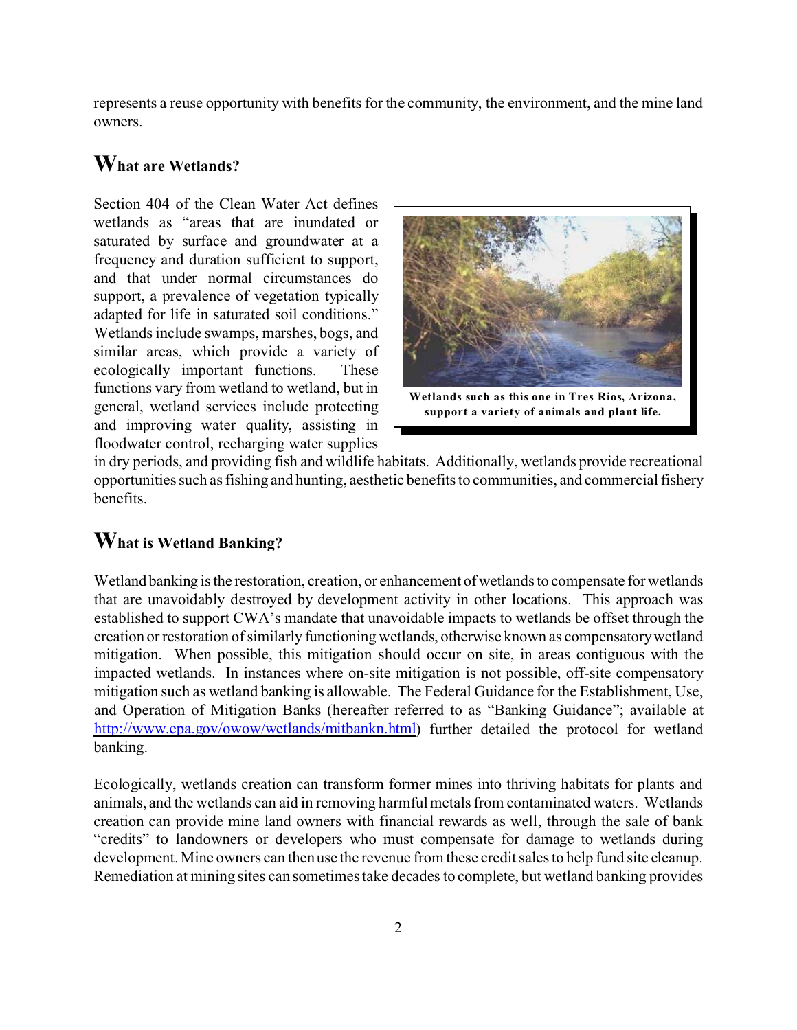represents a reuse opportunity with benefits for the community, the environment, and the mine land owners.

## What are Wetlands?

Section 404 of the Clean Water Act defines wetlands as "areas that are inundated or saturated by surface and groundwater at a frequency and duration sufficient to support, and that under normal circumstances do support, a prevalence of vegetation typically adapted for life in saturated soil conditions." Wetlands include swamps, marshes, bogs, and similar areas, which provide a variety of ecologically important functions. These functions vary from wetland to wetland, but in general, wetland services include protecting and improving water quality, assisting in floodwater control, recharging water supplies in dry periods, and providing fish and wildlife habitats. Additionally, wetlands provide recreational opportunities such as fishing and hunting, aesthetic benefits to communities, and commercial fishery benefits.

**Wetlands such as this one in Tres Rios, Arizona, support a variety of animals and plant life.**

## What is Wetland Banking?

Wetland banking is the restoration, creation, or enhancement of wetlands to compensate for wetlands that are unavoidably destroyed by development activity in other locations. This approach was established to support CWA's mandate that unavoidable impacts to wetlands be offset through the creation or restoration of similarly functioning wetlands, otherwise known as compensatory wetland mitigation. When possible, this mitigation should occur on site, in areas contiguous with the impacted wetlands. In instances where on-site mitigation is not possible, off-site compensatory mitigation such as wetland banking is allowable. The Federal Guidance for the Establishment, Use, and Operation of Mitigation Banks (hereafter referred to as "Banking Guidance"; available at http://www.epa.gov/owow/wetlands/mitbankn.html) further detailed the protocol for wetland banking.

Ecologically, wetlands creation can transform former mines into thriving habitats for plants and animals, and the wetlands can aid in removing harmful metals from contaminated waters. Wetlands creation can provide mine land owners with financial rewards as well, through the sale of bank "credits" to landowners or developers who must compensate for damage to wetlands during development. Mine owners can then use the revenue from these credit sales to help fund site cleanup. Remediation at mining sites can sometimes take decades to complete, but wetland banking provides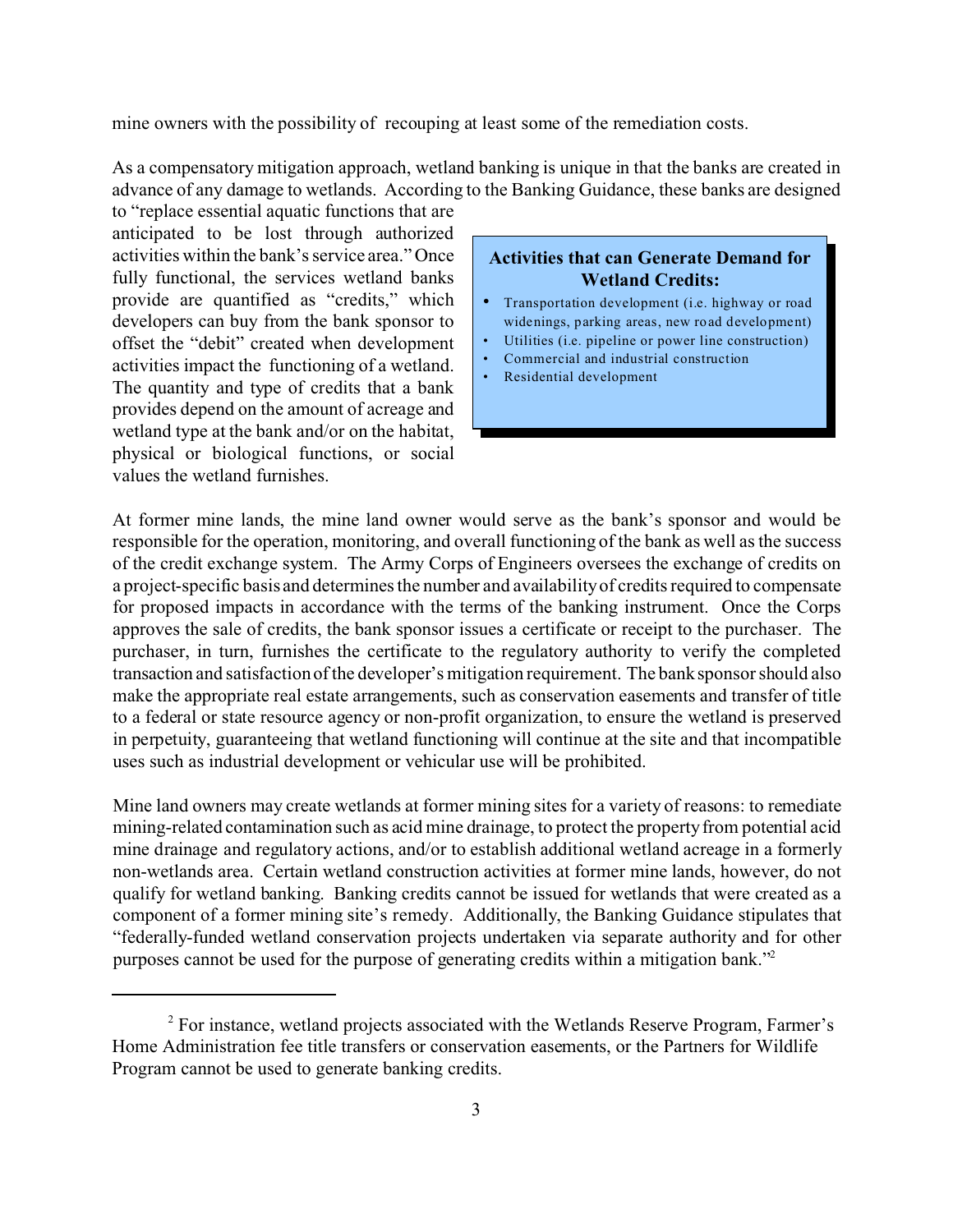mine owners with the possibility of recouping at least some of the remediation costs.

As a compensatory mitigation approach, wetland banking is unique in that the banks are created in advance of any damage to wetlands. According to the Banking Guidance, these banks are designed to "replace essential aquatic functions that are anticipated to be lost through authorized activities within the bank's service area." Once fully functional, the services wetland banks provide are quantified as "credits," which developers can buy from the bank sponsor to offset the "debit" created when development activities impact the functioning of a wetland. The quantity and type of credits that a bank provides depend on the amount of acreage and wetland type at the bank and/or on the habitat, physical or biological functions, or social values the wetland furnishes.

> **Activities that can Generate Demand for Wetland Credits:**
>
> - Transportation development (i.e. highway or road widenings, parking areas, new road development)
> - Utilities (i.e. pipeline or power line construction)
> - Commercial and industrial construction
> - Residential development

At former mine lands, the mine land owner would serve as the bank's sponsor and would be responsible for the operation, monitoring, and overall functioning of the bank as well as the success of the credit exchange system. The Army Corps of Engineers oversees the exchange of credits on a project-specific basis and determines the number and availability of credits required to compensate for proposed impacts in accordance with the terms of the banking instrument. Once the Corps approves the sale of credits, the bank sponsor issues a certificate or receipt to the purchaser. The purchaser, in turn, furnishes the certificate to the regulatory authority to verify the completed transaction and satisfaction of the developer's mitigation requirement. The bank sponsor should also make the appropriate real estate arrangements, such as conservation easements and transfer of title to a federal or state resource agency or non-profit organization, to ensure the wetland is preserved in perpetuity, guaranteeing that wetland functioning will continue at the site and that incompatible uses such as industrial development or vehicular use will be prohibited.

Mine land owners may create wetlands at former mining sites for a variety of reasons: to remediate mining-related contamination such as acid mine drainage, to protect the property from potential acid mine drainage and regulatory actions, and/or to establish additional wetland acreage in a formerly non-wetlands area. Certain wetland construction activities at former mine lands, however, do not qualify for wetland banking. Banking credits cannot be issued for wetlands that were created as a component of a former mining site's remedy. Additionally, the Banking Guidance stipulates that "federally-funded wetland conservation projects undertaken via separate authority and for other purposes cannot be used for the purpose of generating credits within a mitigation bank."[2]

---

[2] For instance, wetland projects associated with the Wetlands Reserve Program, Farmer's Home Administration fee title transfers or conservation easements, or the Partners for Wildlife Program cannot be used to generate banking credits.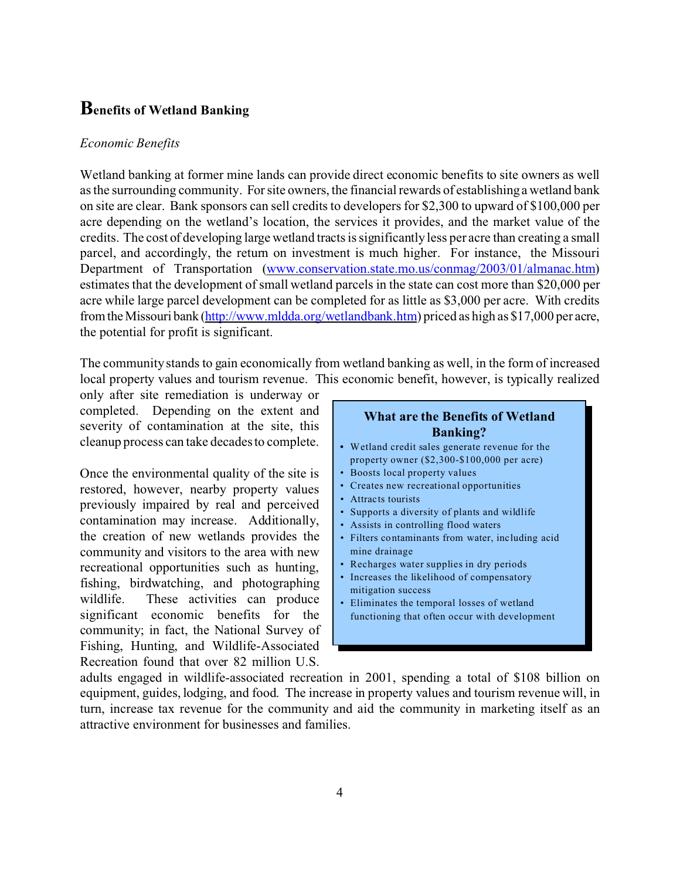## Benefits of Wetland Banking

*Economic Benefits*

Wetland banking at former mine lands can provide direct economic benefits to site owners as well as the surrounding community. For site owners, the financial rewards of establishing a wetland bank on site are clear. Bank sponsors can sell credits to developers for $2,300 to upward of $100,000 per acre depending on the wetland's location, the services it provides, and the market value of the credits. The cost of developing large wetland tracts is significantly less per acre than creating a small parcel, and accordingly, the return on investment is much higher. For instance, the Missouri Department of Transportation (www.conservation.state.mo.us/conmag/2003/01/almanac.htm) estimates that the development of small wetland parcels in the state can cost more than $20,000 per acre while large parcel development can be completed for as little as $3,000 per acre. With credits from the Missouri bank (http://www.mldda.org/wetlandbank.htm) priced as high as $17,000 per acre, the potential for profit is significant.

The community stands to gain economically from wetland banking as well, in the form of increased local property values and tourism revenue. This economic benefit, however, is typically realized only after site remediation is underway or completed. Depending on the extent and severity of contamination at the site, this cleanup process can take decades to complete.

Once the environmental quality of the site is restored, however, nearby property values previously impaired by real and perceived contamination may increase. Additionally, the creation of new wetlands provides the community and visitors to the area with new recreational opportunities such as hunting, fishing, birdwatching, and photographing wildlife. These activities can produce significant economic benefits for the community; in fact, the National Survey of Fishing, Hunting, and Wildlife-Associated Recreation found that over 82 million U.S. adults engaged in wildlife-associated recreation in 2001, spending a total of $108 billion on equipment, guides, lodging, and food. The increase in property values and tourism revenue will, in turn, increase tax revenue for the community and aid the community in marketing itself as an attractive environment for businesses and families.

> **What are the Benefits of Wetland Banking?**
>
> - Wetland credit sales generate revenue for the property owner ($2,300-$100,000 per acre)
> - Boosts local property values
> - Creates new recreational opportunities
> - Attracts tourists
> - Supports a diversity of plants and wildlife
> - Assists in controlling flood waters
> - Filters contaminants from water, including acid mine drainage
> - Recharges water supplies in dry periods
> - Increases the likelihood of compensatory mitigation success
> - Eliminates the temporal losses of wetland functioning that often occur with development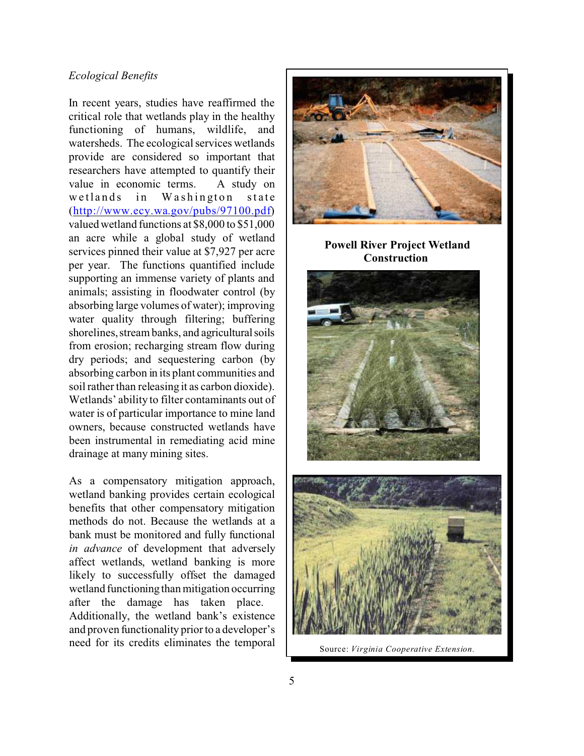*Ecological Benefits*

In recent years, studies have reaffirmed the critical role that wetlands play in the healthy functioning of humans, wildlife, and watersheds. The ecological services wetlands provide are considered so important that researchers have attempted to quantify their value in economic terms. A study on wetlands in Washington state (http://www.ecy.wa.gov/pubs/97100.pdf) valued wetland functions at $8,000 to $51,000 an acre while a global study of wetland services pinned their value at $7,927 per acre per year. The functions quantified include supporting an immense variety of plants and animals; assisting in floodwater control (by absorbing large volumes of water); improving water quality through filtering; buffering shorelines, stream banks, and agricultural soils from erosion; recharging stream flow during dry periods; and sequestering carbon (by absorbing carbon in its plant communities and soil rather than releasing it as carbon dioxide). Wetlands' ability to filter contaminants out of water is of particular importance to mine land owners, because constructed wetlands have been instrumental in remediating acid mine drainage at many mining sites.

As a compensatory mitigation approach, wetland banking provides certain ecological benefits that other compensatory mitigation methods do not. Because the wetlands at a bank must be monitored and fully functional *in advance* of development that adversely affect wetlands, wetland banking is more likely to successfully offset the damaged wetland functioning than mitigation occurring after the damage has taken place. Additionally, the wetland bank's existence and proven functionality prior to a developer's need for its credits eliminates the temporal

**Powell River Project Wetland Construction**

Source: *Virginia Cooperative Extension.*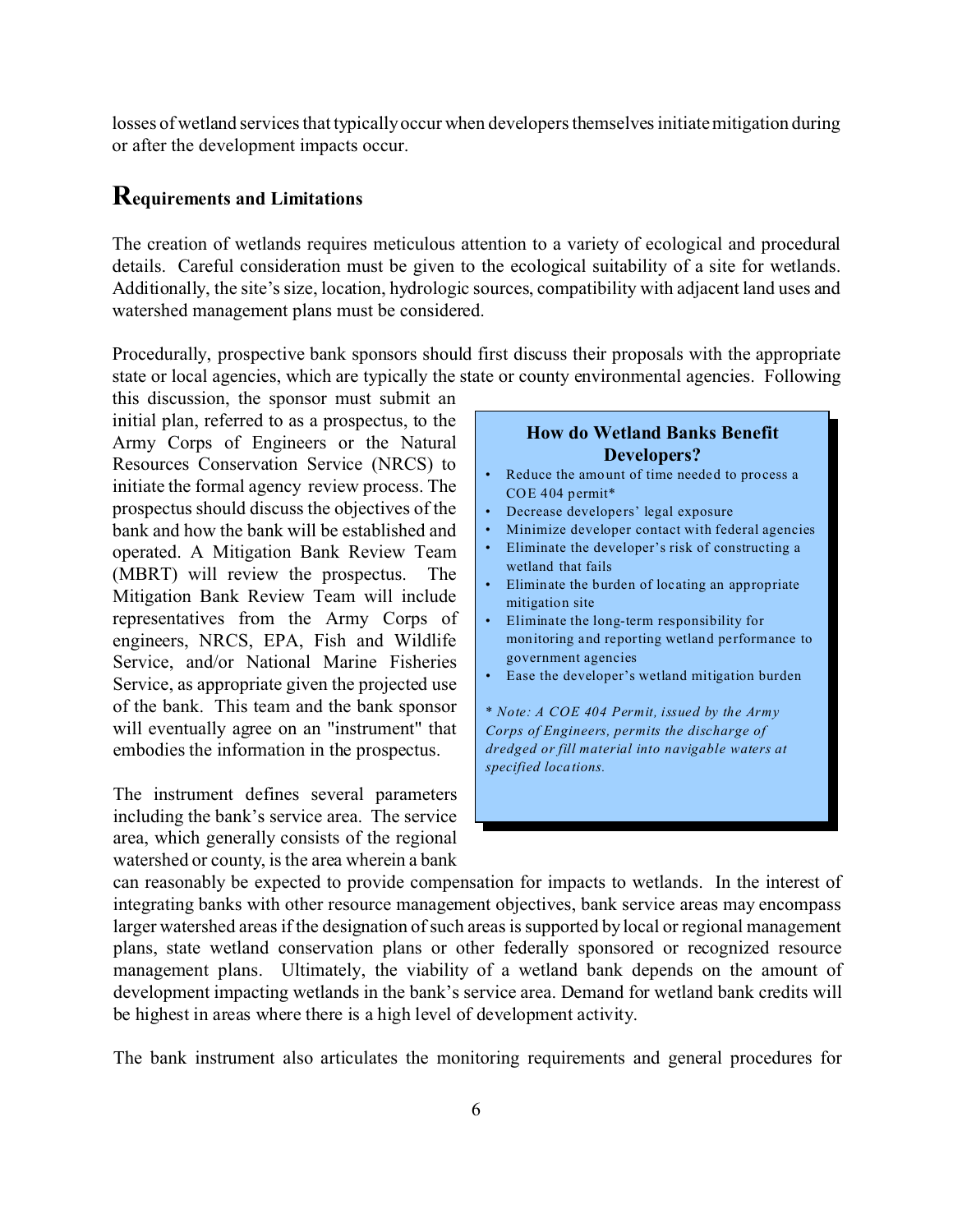losses of wetland services that typically occur when developers themselves initiate mitigation during or after the development impacts occur.

## Requirements and Limitations

The creation of wetlands requires meticulous attention to a variety of ecological and procedural details. Careful consideration must be given to the ecological suitability of a site for wetlands. Additionally, the site's size, location, hydrologic sources, compatibility with adjacent land uses and watershed management plans must be considered.

Procedurally, prospective bank sponsors should first discuss their proposals with the appropriate state or local agencies, which are typically the state or county environmental agencies. Following this discussion, the sponsor must submit an initial plan, referred to as a prospectus, to the Army Corps of Engineers or the Natural Resources Conservation Service (NRCS) to initiate the formal agency review process. The prospectus should discuss the objectives of the bank and how the bank will be established and operated. A Mitigation Bank Review Team (MBRT) will review the prospectus. The Mitigation Bank Review Team will include representatives from the Army Corps of engineers, NRCS, EPA, Fish and Wildlife Service, and/or National Marine Fisheries Service, as appropriate given the projected use of the bank. This team and the bank sponsor will eventually agree on an "instrument" that embodies the information in the prospectus.

> **How do Wetland Banks Benefit Developers?**
>
> - Reduce the amount of time needed to process a COE 404 permit*
> - Decrease developers' legal exposure
> - Minimize developer contact with federal agencies
> - Eliminate the developer's risk of constructing a wetland that fails
> - Eliminate the burden of locating an appropriate mitigation site
> - Eliminate the long-term responsibility for monitoring and reporting wetland performance to government agencies
> - Ease the developer's wetland mitigation burden
>
> *\* Note: A COE 404 Permit, issued by the Army Corps of Engineers, permits the discharge of dredged or fill material into navigable waters at specified locations.*

The instrument defines several parameters including the bank's service area. The service area, which generally consists of the regional watershed or county, is the area wherein a bank can reasonably be expected to provide compensation for impacts to wetlands. In the interest of integrating banks with other resource management objectives, bank service areas may encompass larger watershed areas if the designation of such areas is supported by local or regional management plans, state wetland conservation plans or other federally sponsored or recognized resource management plans. Ultimately, the viability of a wetland bank depends on the amount of development impacting wetlands in the bank's service area. Demand for wetland bank credits will be highest in areas where there is a high level of development activity.

The bank instrument also articulates the monitoring requirements and general procedures for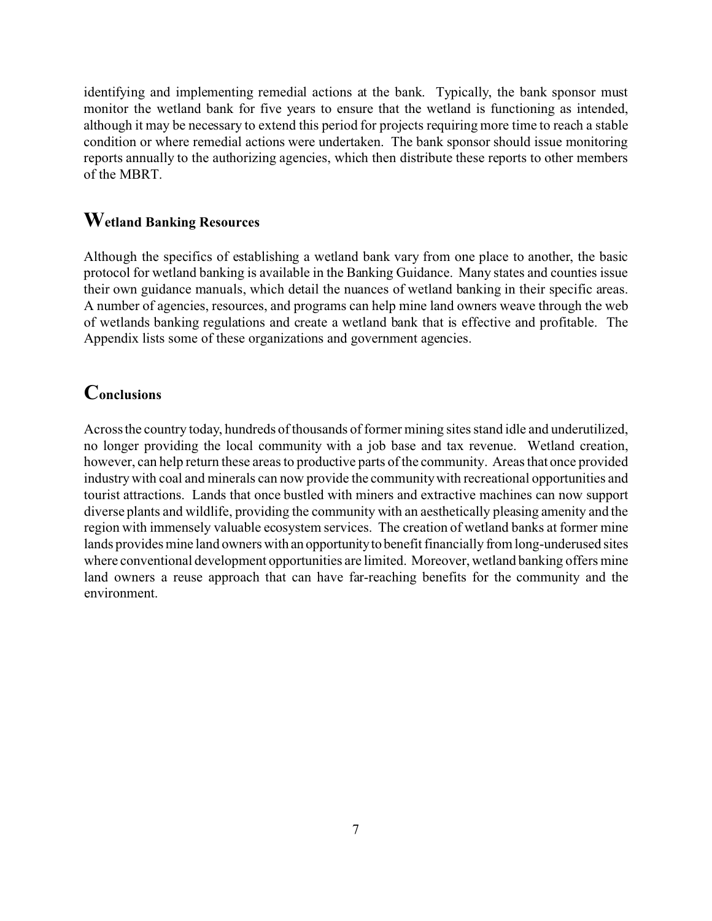identifying and implementing remedial actions at the bank. Typically, the bank sponsor must monitor the wetland bank for five years to ensure that the wetland is functioning as intended, although it may be necessary to extend this period for projects requiring more time to reach a stable condition or where remedial actions were undertaken. The bank sponsor should issue monitoring reports annually to the authorizing agencies, which then distribute these reports to other members of the MBRT.

## Wetland Banking Resources

Although the specifics of establishing a wetland bank vary from one place to another, the basic protocol for wetland banking is available in the Banking Guidance. Many states and counties issue their own guidance manuals, which detail the nuances of wetland banking in their specific areas. A number of agencies, resources, and programs can help mine land owners weave through the web of wetlands banking regulations and create a wetland bank that is effective and profitable. The Appendix lists some of these organizations and government agencies.

## Conclusions

Across the country today, hundreds of thousands of former mining sites stand idle and underutilized, no longer providing the local community with a job base and tax revenue. Wetland creation, however, can help return these areas to productive parts of the community. Areas that once provided industry with coal and minerals can now provide the community with recreational opportunities and tourist attractions. Lands that once bustled with miners and extractive machines can now support diverse plants and wildlife, providing the community with an aesthetically pleasing amenity and the region with immensely valuable ecosystem services. The creation of wetland banks at former mine lands provides mine land owners with an opportunity to benefit financially from long-underused sites where conventional development opportunities are limited. Moreover, wetland banking offers mine land owners a reuse approach that can have far-reaching benefits for the community and the environment.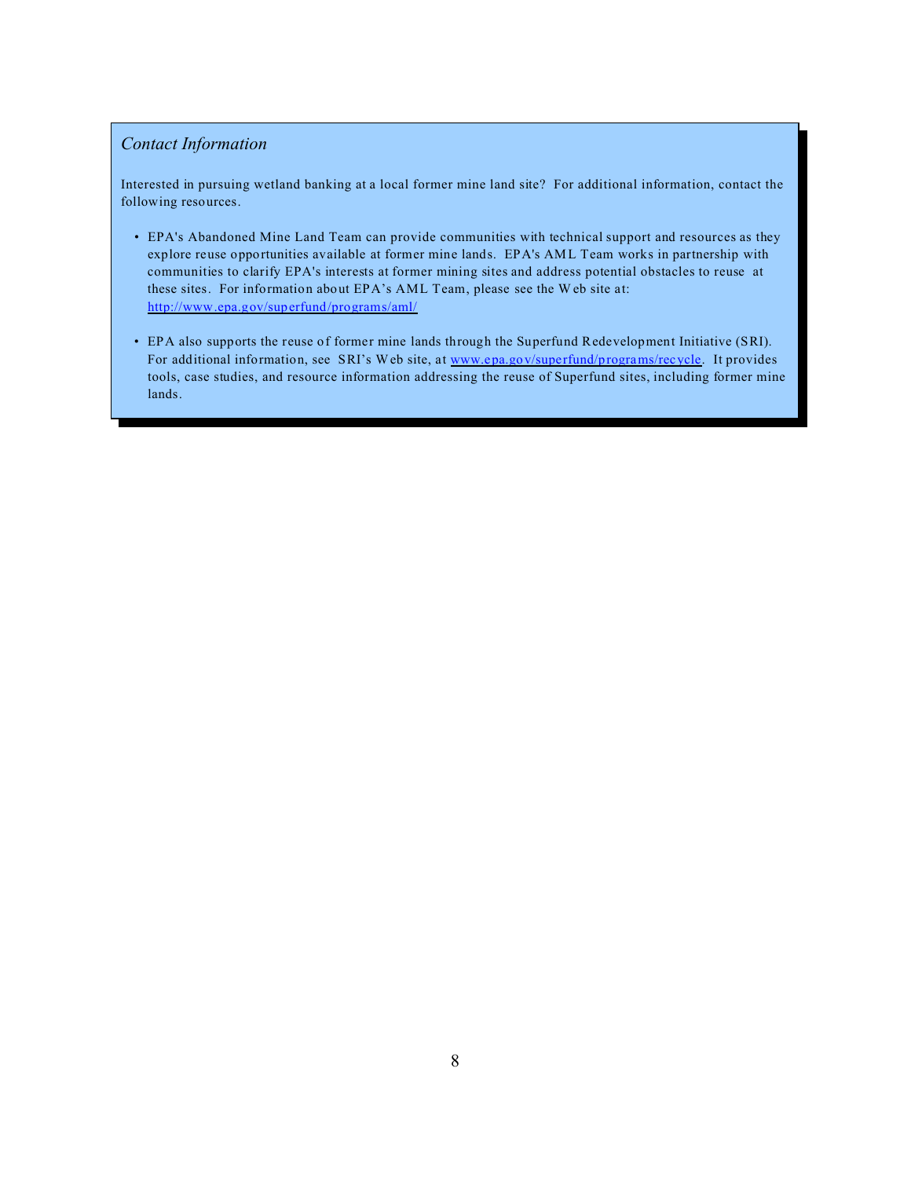*Contact Information*

Interested in pursuing wetland banking at a local former mine land site? For additional information, contact the following resources.

- EPA's Abandoned Mine Land Team can provide communities with technical support and resources as they explore reuse opportunities available at former mine lands. EPA's AML Team works in partnership with communities to clarify EPA's interests at former mining sites and address potential obstacles to reuse at these sites. For information about EPA's AML Team, please see the Web site at: http://www.epa.gov/superfund/programs/aml/

- EPA also supports the reuse of former mine lands through the Superfund Redevelopment Initiative (SRI). For additional information, see SRI's Web site, at www.epa.gov/superfund/programs/recycle. It provides tools, case studies, and resource information addressing the reuse of Superfund sites, including former mine lands.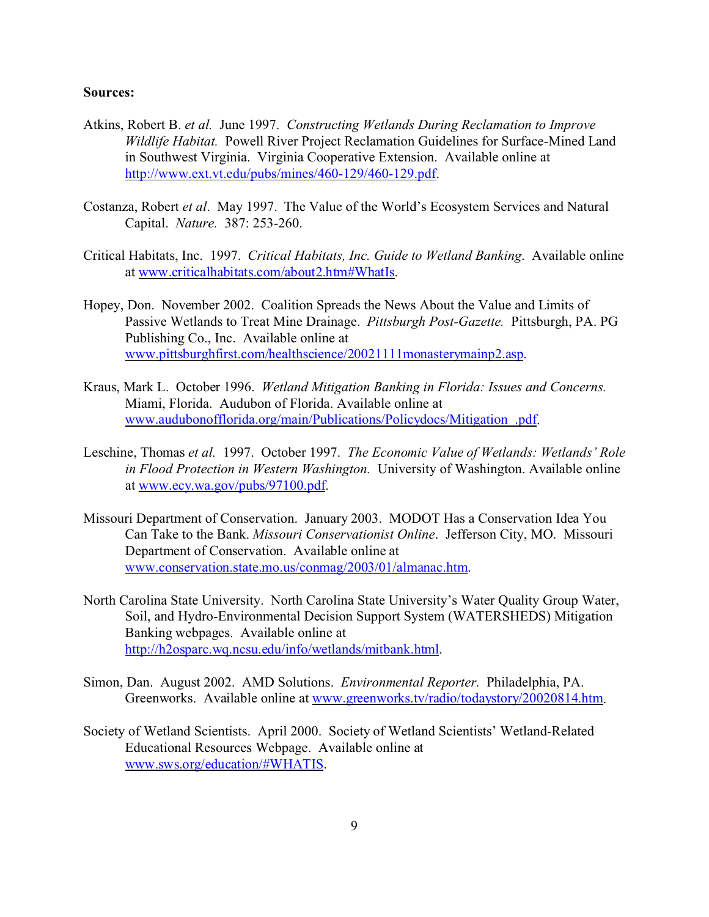**Sources:**

Atkins, Robert B. *et al.* June 1997. *Constructing Wetlands During Reclamation to Improve Wildlife Habitat.* Powell River Project Reclamation Guidelines for Surface-Mined Land in Southwest Virginia. Virginia Cooperative Extension. Available online at http://www.ext.vt.edu/pubs/mines/460-129/460-129.pdf.

Costanza, Robert *et al*. May 1997. The Value of the World's Ecosystem Services and Natural Capital. *Nature.* 387: 253-260.

Critical Habitats, Inc. 1997. *Critical Habitats, Inc. Guide to Wetland Banking*. Available online at www.criticalhabitats.com/about2.htm#WhatIs.

Hopey, Don. November 2002. Coalition Spreads the News About the Value and Limits of Passive Wetlands to Treat Mine Drainage. *Pittsburgh Post-Gazette.* Pittsburgh, PA. PG Publishing Co., Inc. Available online at www.pittsburghfirst.com/healthscience/20021111monasterymainp2.asp.

Kraus, Mark L. October 1996. *Wetland Mitigation Banking in Florida: Issues and Concerns.* Miami, Florida. Audubon of Florida. Available online at www.audubonofflorida.org/main/Publications/Policydocs/Mitigation_.pdf.

Leschine, Thomas *et al.* 1997. October 1997. *The Economic Value of Wetlands: Wetlands' Role in Flood Protection in Western Washington.* University of Washington. Available online at www.ecy.wa.gov/pubs/97100.pdf.

Missouri Department of Conservation. January 2003. MODOT Has a Conservation Idea You Can Take to the Bank. *Missouri Conservationist Online*. Jefferson City, MO. Missouri Department of Conservation. Available online at www.conservation.state.mo.us/conmag/2003/01/almanac.htm.

North Carolina State University. North Carolina State University's Water Quality Group Water, Soil, and Hydro-Environmental Decision Support System (WATERSHEDS) Mitigation Banking webpages. Available online at http://h2osparc.wq.ncsu.edu/info/wetlands/mitbank.html.

Simon, Dan. August 2002. AMD Solutions. *Environmental Reporter.* Philadelphia, PA. Greenworks. Available online at www.greenworks.tv/radio/todaystory/20020814.htm.

Society of Wetland Scientists. April 2000. Society of Wetland Scientists' Wetland-Related Educational Resources Webpage. Available online at www.sws.org/education/#WHATIS.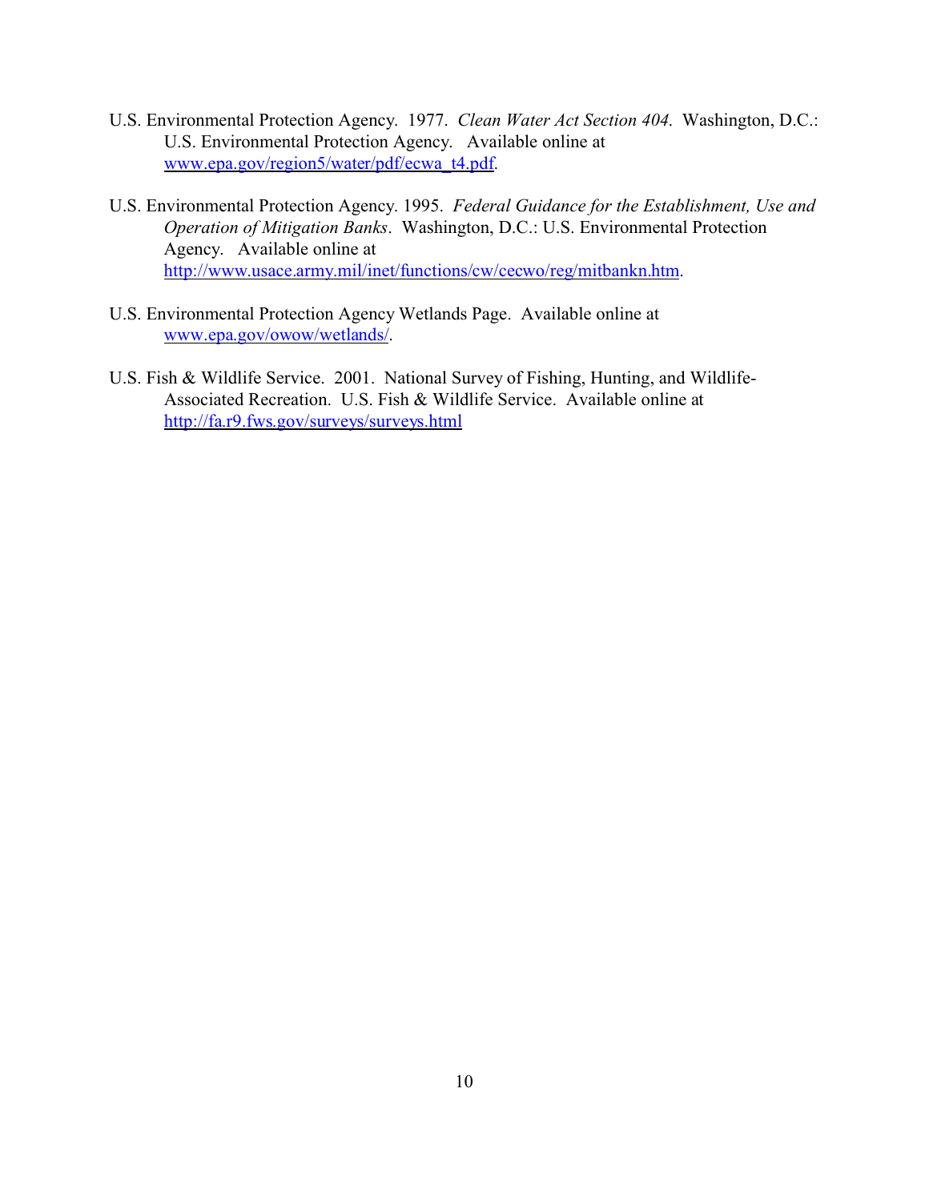U.S. Environmental Protection Agency. 1977. *Clean Water Act Section 404.* Washington, D.C.: U.S. Environmental Protection Agency. Available online at www.epa.gov/region5/water/pdf/ecwa_t4.pdf.

U.S. Environmental Protection Agency. 1995. *Federal Guidance for the Establishment, Use and Operation of Mitigation Banks*. Washington, D.C.: U.S. Environmental Protection Agency. Available online at http://www.usace.army.mil/inet/functions/cw/cecwo/reg/mitbankn.htm.

U.S. Environmental Protection Agency Wetlands Page. Available online at www.epa.gov/owow/wetlands/.

U.S. Fish & Wildlife Service. 2001. National Survey of Fishing, Hunting, and Wildlife-Associated Recreation. U.S. Fish & Wildlife Service. Available online at http://fa.r9.fws.gov/surveys/surveys.html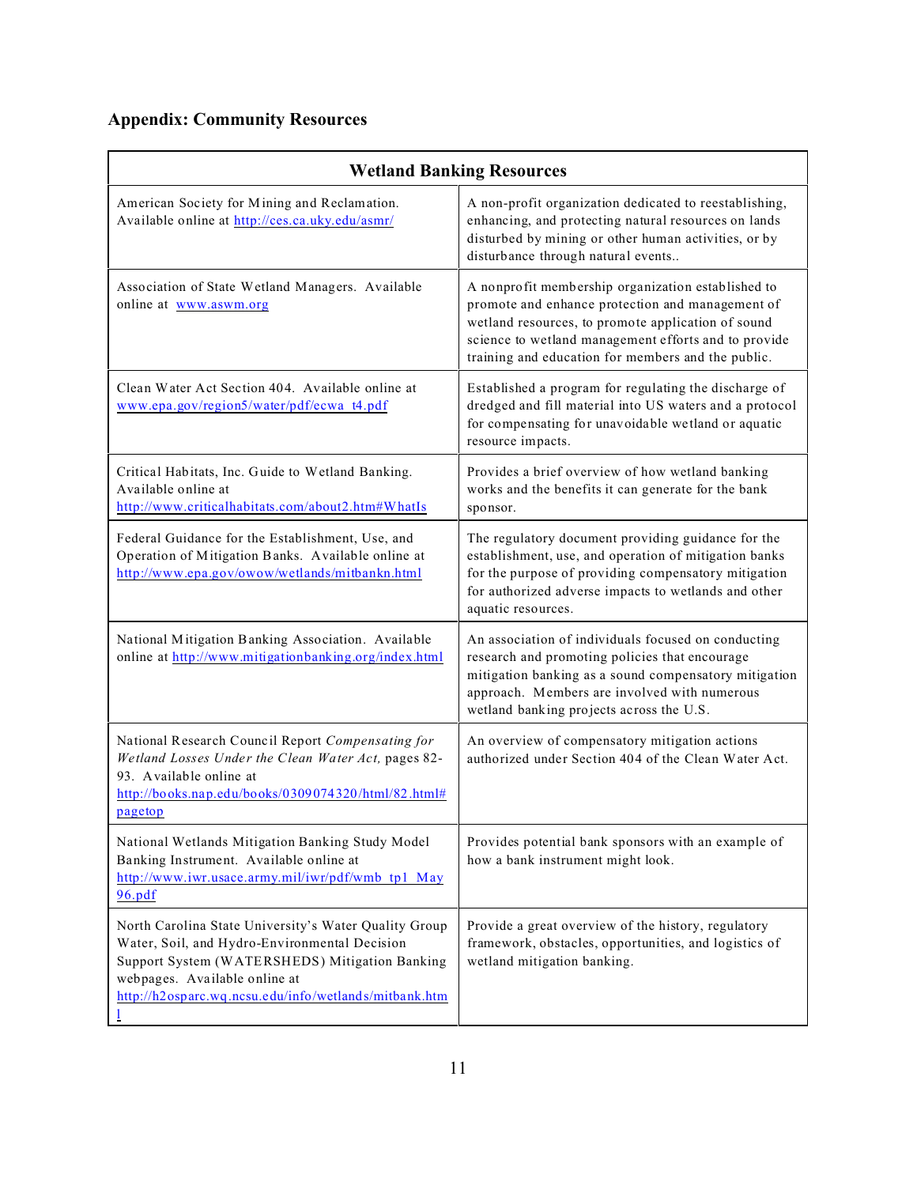## Appendix: Community Resources

| Wetland Banking Resources | |
|---|---|
| American Society for Mining and Reclamation. Available online at http://ces.ca.uky.edu/asmr/ | A non-profit organization dedicated to reestablishing, enhancing, and protecting natural resources on lands disturbed by mining or other human activities, or by disturbance through natural events.. |
| Association of State Wetland Managers. Available online at www.aswm.org | A nonprofit membership organization established to promote and enhance protection and management of wetland resources, to promote application of sound science to wetland management efforts and to provide training and education for members and the public. |
| Clean Water Act Section 404. Available online at www.epa.gov/region5/water/pdf/ecwa_t4.pdf | Established a program for regulating the discharge of dredged and fill material into US waters and a protocol for compensating for unavoidable wetland or aquatic resource impacts. |
| Critical Habitats, Inc. Guide to Wetland Banking. Available online at http://www.criticalhabitats.com/about2.htm#WhatIs | Provides a brief overview of how wetland banking works and the benefits it can generate for the bank sponsor. |
| Federal Guidance for the Establishment, Use, and Operation of Mitigation Banks. Available online at http://www.epa.gov/owow/wetlands/mitbankn.html | The regulatory document providing guidance for the establishment, use, and operation of mitigation banks for the purpose of providing compensatory mitigation for authorized adverse impacts to wetlands and other aquatic resources. |
| National Mitigation Banking Association. Available online at http://www.mitigationbanking.org/index.html | An association of individuals focused on conducting research and promoting policies that encourage mitigation banking as a sound compensatory mitigation approach. Members are involved with numerous wetland banking projects across the U.S. |
| National Research Council Report *Compensating for Wetland Losses Under the Clean Water Act,* pages 82-93. Available online at http://books.nap.edu/books/0309074320/html/82.html#pagetop | An overview of compensatory mitigation actions authorized under Section 404 of the Clean Water Act. |
| National Wetlands Mitigation Banking Study Model Banking Instrument. Available online at http://www.iwr.usace.army.mil/iwr/pdf/wmb_tp1_May96.pdf | Provides potential bank sponsors with an example of how a bank instrument might look. |
| North Carolina State University's Water Quality Group Water, Soil, and Hydro-Environmental Decision Support System (WATERSHEDS) Mitigation Banking webpages. Available online at http://h2osparc.wq.ncsu.edu/info/wetlands/mitbank.html | Provide a great overview of the history, regulatory framework, obstacles, opportunities, and logistics of wetland mitigation banking. |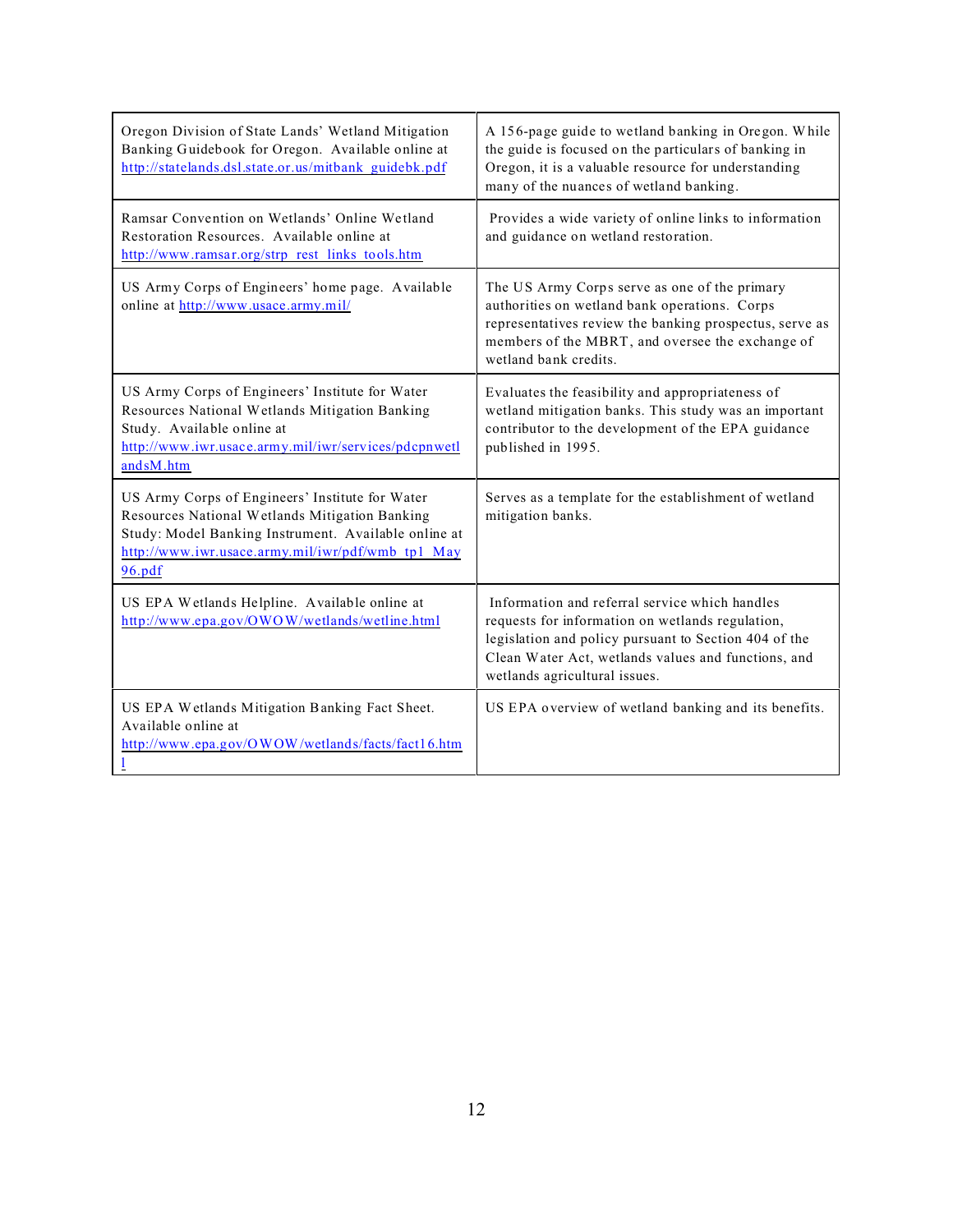| | |
|---|---|
| Oregon Division of State Lands' Wetland Mitigation Banking Guidebook for Oregon. Available online at http://statelands.dsl.state.or.us/mitbank_guidebk.pdf | A 156-page guide to wetland banking in Oregon. While the guide is focused on the particulars of banking in Oregon, it is a valuable resource for understanding many of the nuances of wetland banking. |
| Ramsar Convention on Wetlands' Online Wetland Restoration Resources. Available online at http://www.ramsar.org/strp_rest_links_tools.htm | Provides a wide variety of online links to information and guidance on wetland restoration. |
| US Army Corps of Engineers' home page. Available online at http://www.usace.army.mil/ | The US Army Corps serve as one of the primary authorities on wetland bank operations. Corps representatives review the banking prospectus, serve as members of the MBRT, and oversee the exchange of wetland bank credits. |
| US Army Corps of Engineers' Institute for Water Resources National Wetlands Mitigation Banking Study. Available online at http://www.iwr.usace.army.mil/iwr/services/pdcpnwetlandsM.htm | Evaluates the feasibility and appropriateness of wetland mitigation banks. This study was an important contributor to the development of the EPA guidance published in 1995. |
| US Army Corps of Engineers' Institute for Water Resources National Wetlands Mitigation Banking Study: Model Banking Instrument. Available online at http://www.iwr.usace.army.mil/iwr/pdf/wmb_tp1_May96.pdf | Serves as a template for the establishment of wetland mitigation banks. |
| US EPA Wetlands Helpline. Available online at http://www.epa.gov/OWOW/wetlands/wetline.html | Information and referral service which handles requests for information on wetlands regulation, legislation and policy pursuant to Section 404 of the Clean Water Act, wetlands values and functions, and wetlands agricultural issues. |
| US EPA Wetlands Mitigation Banking Fact Sheet. Available online at http://www.epa.gov/OWOW/wetlands/facts/fact16.html | US EPA overview of wetland banking and its benefits. |